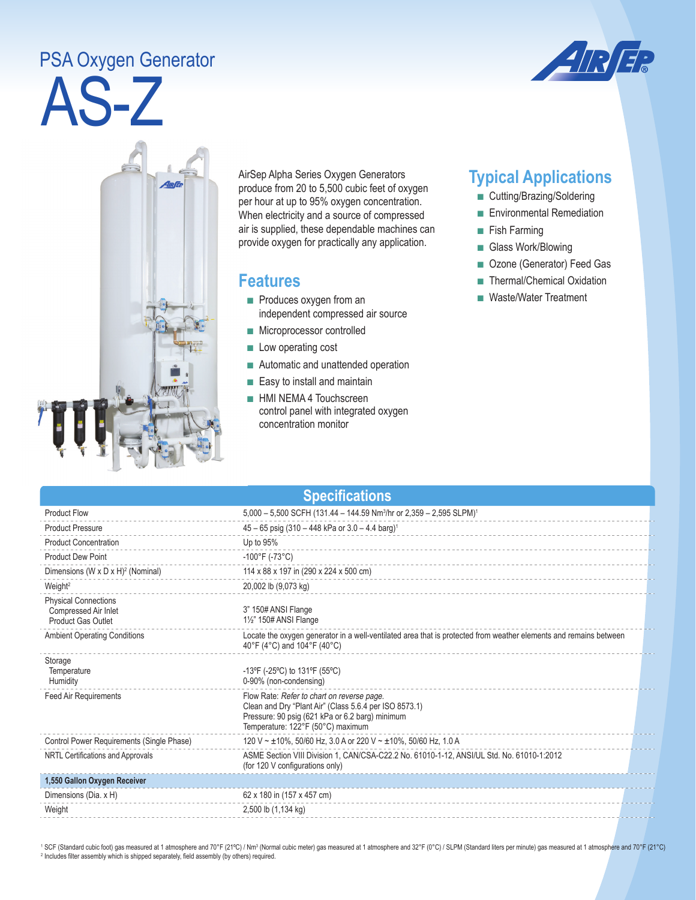# PSA Oxygen Generator

# AS-Z

AirSep Alpha Series Oxygen Generators produce from 20 to 5,500 cubic feet of oxygen per hour at up to 95% oxygen concentration. When electricity and a source of compressed air is supplied, these dependable machines can provide oxygen for practically any application.

## Features

- Produces oxygen from an independent compressed air source
- Microprocessor controlled
- Low operating cost
- Automatic and unattended operation
- Easy to install and maintain
- HMI NEMA 4 Touchscreen control panel with integrated oxygen concentration monitor

## Typical Applications

- Cutting/Brazing/Soldering
- Environmental Remediation
- Fish Farming
- Glass Work/Blowing
- Ozone (Generator) Feed Gas
- Thermal/Chemical Oxidation
- Waste/Water Treatment

## Specifications

| | |
|---|---|
| Product Flow | 5,000 – 5,500 SCFH (131.44 – 144.59 Nm³/hr or 2,359 – 2,595 SLPM)[1] |
| Product Pressure | 45 – 65 psig (310 – 448 kPa or 3.0 – 4.4 barg)[1] |
| Product Concentration | Up to 95% |
| Product Dew Point | -100°F (-73°C) |
| Dimensions (W x D x H)[2] (Nominal) | 114 x 88 x 197 in (290 x 224 x 500 cm) |
| Weight[2] | 20,002 lb (9,073 kg) |
| Physical Connections<br>Compressed Air Inlet<br>Product Gas Outlet | <br>3" 150# ANSI Flange<br>1½" 150# ANSI Flange |
| Ambient Operating Conditions | Locate the oxygen generator in a well-ventilated area that is protected from weather elements and remains between 40°F (4°C) and 104°F (40°C) |
| Storage<br>Temperature<br>Humidity | <br>-13ºF (-25ºC) to 131ºF (55ºC)<br>0-90% (non-condensing) |
| Feed Air Requirements | Flow Rate: *Refer to chart on reverse page.*<br>Clean and Dry "Plant Air" (Class 5.6.4 per ISO 8573.1)<br>Pressure: 90 psig (621 kPa or 6.2 barg) minimum<br>Temperature: 122°F (50°C) maximum |
| Control Power Requirements (Single Phase) | 120 V ~ ±10%, 50/60 Hz, 3.0 A or 220 V ~ ±10%, 50/60 Hz, 1.0 A |
| NRTL Certifications and Approvals | ASME Section VIII Division 1, CAN/CSA-C22.2 No. 61010-1-12, ANSI/UL Std. No. 61010-1:2012 (for 120 V configurations only) |
| **1,550 Gallon Oxygen Receiver** | |
| Dimensions (Dia. x H) | 62 x 180 in (157 x 457 cm) |
| Weight | 2,500 lb (1,134 kg) |

[1] SCF (Standard cubic foot) gas measured at 1 atmosphere and 70°F (21ºC) / Nm³ (Normal cubic meter) gas measured at 1 atmosphere and 32°F (0°C) / SLPM (Standard liters per minute) gas measured at 1 atmosphere and 70°F (21°C)
[2] Includes filter assembly which is shipped separately, field assembly (by others) required.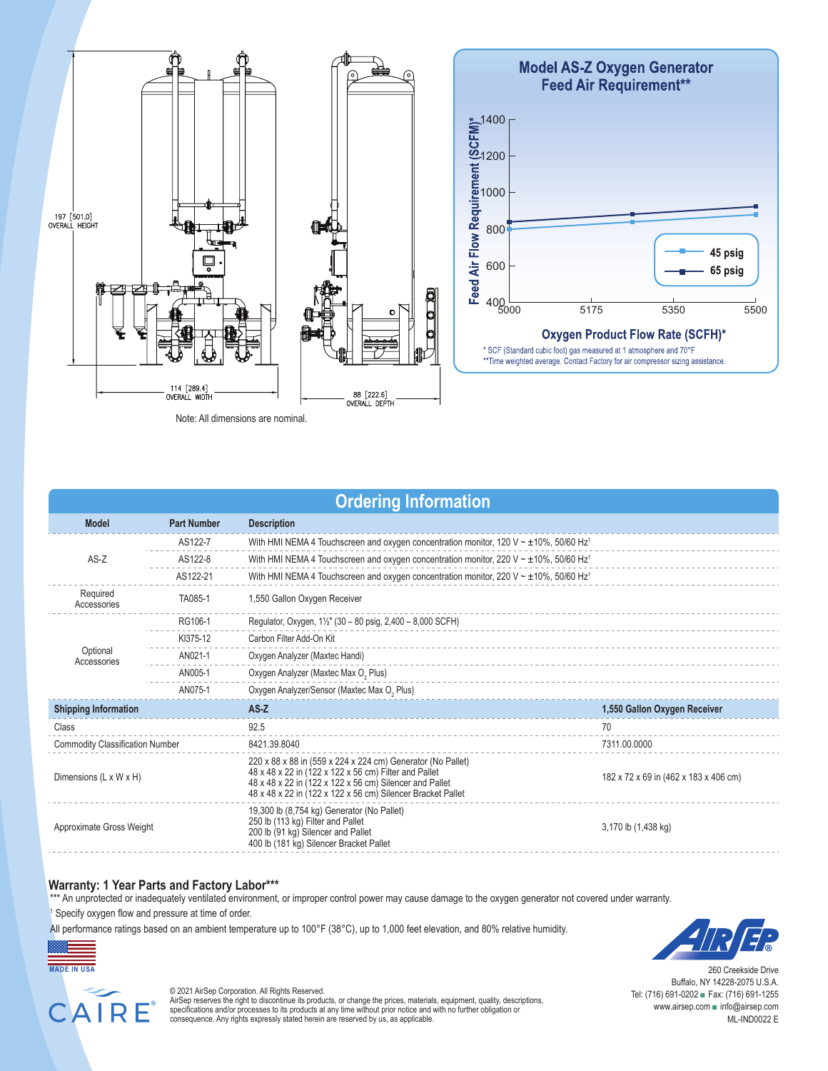197 [501.0]
OVERALL HEIGHT

114 [289.4]
OVERALL WIDTH

88 [222.6]
OVERALL DEPTH

Note: All dimensions are nominal.

**Model AS-Z Oxygen Generator Feed Air Requirement****

Feed Air Flow Requirement (SCFM)*

1400
1200
1000
800
600
400

5000
5175
5350
5500

45 psig
65 psig

Oxygen Product Flow Rate (SCFH)*

* SCF (Standard cubic foot) gas measured at 1 atmosphere and 70°F
**Time weighted average. Contact Factory for air compressor sizing assistance.

## Ordering Information

| Model | Part Number | Description |
|---|---|---|
| AS-Z | AS122-7 | With HMI NEMA 4 Touchscreen and oxygen concentration monitor, 120 V ~ ±10%, 50/60 Hz[1] |
| | AS122-8 | With HMI NEMA 4 Touchscreen and oxygen concentration monitor, 220 V ~ ±10%, 50/60 Hz[1] |
| | AS122-21 | With HMI NEMA 4 Touchscreen and oxygen concentration monitor, 220 V ~ ±10%, 50/60 Hz[1] |
| Required Accessories | TA085-1 | 1,550 Gallon Oxygen Receiver |
| Optional Accessories | RG106-1 | Regulator, Oxygen, 1½" (30 – 80 psig, 2,400 – 8,000 SCFH) |
| | KI375-12 | Carbon Filter Add-On Kit |
| | AN021-1 | Oxygen Analyzer (Maxtec Handi) |
| | AN005-1 | Oxygen Analyzer (Maxtec Max $O_2$ Plus) |
| | AN075-1 | Oxygen Analyzer/Sensor (Maxtec Max $O_2$ Plus) |

| Shipping Information | AS-Z | 1,550 Gallon Oxygen Receiver |
|---|---|---|
| Class | 92.5 | 70 |
| Commodity Classification Number | 8421.39.8040 | 7311.00.0000 |
| Dimensions (L x W x H) | 220 x 88 x 88 in (559 x 224 x 224 cm) Generator (No Pallet)<br>48 x 48 x 22 in (122 x 122 x 56 cm) Filter and Pallet<br>48 x 48 x 22 in (122 x 122 x 56 cm) Silencer and Pallet<br>48 x 48 x 22 in (122 x 122 x 56 cm) Silencer Bracket Pallet | 182 x 72 x 69 in (462 x 183 x 406 cm) |
| Approximate Gross Weight | 19,300 lb (8,754 kg) Generator (No Pallet)<br>250 lb (113 kg) Filter and Pallet<br>200 lb (91 kg) Silencer and Pallet<br>400 lb (181 kg) Silencer Bracket Pallet | 3,170 lb (1,438 kg) |

### Warranty: 1 Year Parts and Factory Labor***

*** An unprotected or inadequately ventilated environment, or improper control power may cause damage to the oxygen generator not covered under warranty.

[1] Specify oxygen flow and pressure at time of order.

All performance ratings based on an ambient temperature up to 100°F (38°C), up to 1,000 feet elevation, and 80% relative humidity.

MADE IN USA

CAIRE

© 2021 AirSep Corporation. All Rights Reserved.
AirSep reserves the right to discontinue its products, or change the prices, materials, equipment, quality, descriptions, specifications and/or processes to its products at any time without prior notice and with no further obligation or consequence. Any rights expressly stated herein are reserved by us, as applicable.

AIRSEP

260 Creekside Drive
Buffalo, NY 14228-2075 U.S.A.
Tel: (716) 691-0202 ■ Fax: (716) 691-1255
www.airsep.com ■ info@airsep.com
ML-IND0022 E